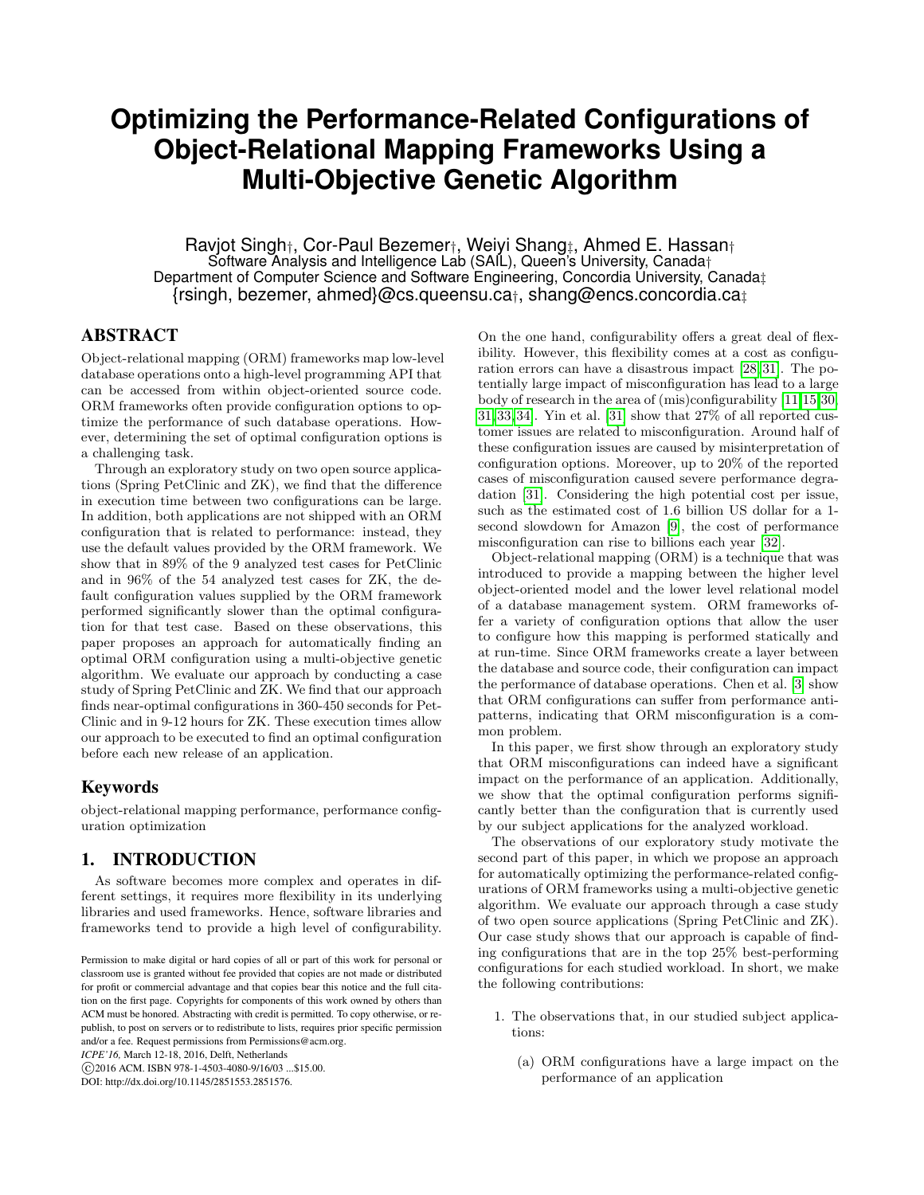# Optimizing the Performance-Related Configurations of Object-Relational Mapping Frameworks Using a Multi-Objective Genetic Algorithm

Ravjot Singh†, Cor-Paul Bezemer†, Weiyi Shang‡, Ahmed E. Hassan†
Software Analysis and Intelligence Lab (SAIL), Queen's University, Canada†
Department of Computer Science and Software Engineering, Concordia University, Canada‡
{rsingh, bezemer, ahmed}@cs.queensu.ca†, shang@encs.concordia.ca‡

## ABSTRACT

Object-relational mapping (ORM) frameworks map low-level database operations onto a high-level programming API that can be accessed from within object-oriented source code. ORM frameworks often provide configuration options to optimize the performance of such database operations. However, determining the set of optimal configuration options is a challenging task.

Through an exploratory study on two open source applications (Spring PetClinic and ZK), we find that the difference in execution time between two configurations can be large. In addition, both applications are not shipped with an ORM configuration that is related to performance: instead, they use the default values provided by the ORM framework. We show that in 89% of the 9 analyzed test cases for PetClinic and in 96% of the 54 analyzed test cases for ZK, the default configuration values supplied by the ORM framework performed significantly slower than the optimal configuration for that test case. Based on these observations, this paper proposes an approach for automatically finding an optimal ORM configuration using a multi-objective genetic algorithm. We evaluate our approach by conducting a case study of Spring PetClinic and ZK. We find that our approach finds near-optimal configurations in 360-450 seconds for PetClinic and in 9-12 hours for ZK. These execution times allow our approach to be executed to find an optimal configuration before each new release of an application.

## Keywords

object-relational mapping performance, performance configuration optimization

## 1. INTRODUCTION

As software becomes more complex and operates in different settings, it requires more flexibility in its underlying libraries and used frameworks. Hence, software libraries and frameworks tend to provide a high level of configurability.

Permission to make digital or hard copies of all or part of this work for personal or classroom use is granted without fee provided that copies are not made or distributed for profit or commercial advantage and that copies bear this notice and the full citation on the first page. Copyrights for components of this work owned by others than ACM must be honored. Abstracting with credit is permitted. To copy otherwise, or republish, to post on servers or to redistribute to lists, requires prior specific permission and/or a fee. Request permissions from Permissions@acm.org.
*ICPE'16,* March 12-18, 2016, Delft, Netherlands
©2016 ACM. ISBN 978-1-4503-4080-9/16/03 ...$15.00.
DOI: http://dx.doi.org/10.1145/2851553.2851576.

On the one hand, configurability offers a great deal of flexibility. However, this flexibility comes at a cost as configuration errors can have a disastrous impact [28, 31]. The potentially large impact of misconfiguration has lead to a large body of research in the area of (mis)configurability [11, 15, 30, 31, 33, 34]. Yin et al. [31] show that 27% of all reported customer issues are related to misconfiguration. Around half of these configuration issues are caused by misinterpretation of configuration options. Moreover, up to 20% of the reported cases of misconfiguration caused severe performance degradation [31]. Considering the high potential cost per issue, such as the estimated cost of 1.6 billion US dollar for a 1-second slowdown for Amazon [9], the cost of performance misconfiguration can rise to billions each year [32].

Object-relational mapping (ORM) is a technique that was introduced to provide a mapping between the higher level object-oriented model and the lower level relational model of a database management system. ORM frameworks offer a variety of configuration options that allow the user to configure how this mapping is performed statically and at run-time. Since ORM frameworks create a layer between the database and source code, their configuration can impact the performance of database operations. Chen et al. [3] show that ORM configurations can suffer from performance anti-patterns, indicating that ORM misconfiguration is a common problem.

In this paper, we first show through an exploratory study that ORM misconfigurations can indeed have a significant impact on the performance of an application. Additionally, we show that the optimal configuration performs significantly better than the configuration that is currently used by our subject applications for the analyzed workload.

The observations of our exploratory study motivate the second part of this paper, in which we propose an approach for automatically optimizing the performance-related configurations of ORM frameworks using a multi-objective genetic algorithm. We evaluate our approach through a case study of two open source applications (Spring PetClinic and ZK). Our case study shows that our approach is capable of finding configurations that are in the top 25% best-performing configurations for each studied workload. In short, we make the following contributions:

1. The observations that, in our studied subject applications:
   (a) ORM configurations have a large impact on the performance of an application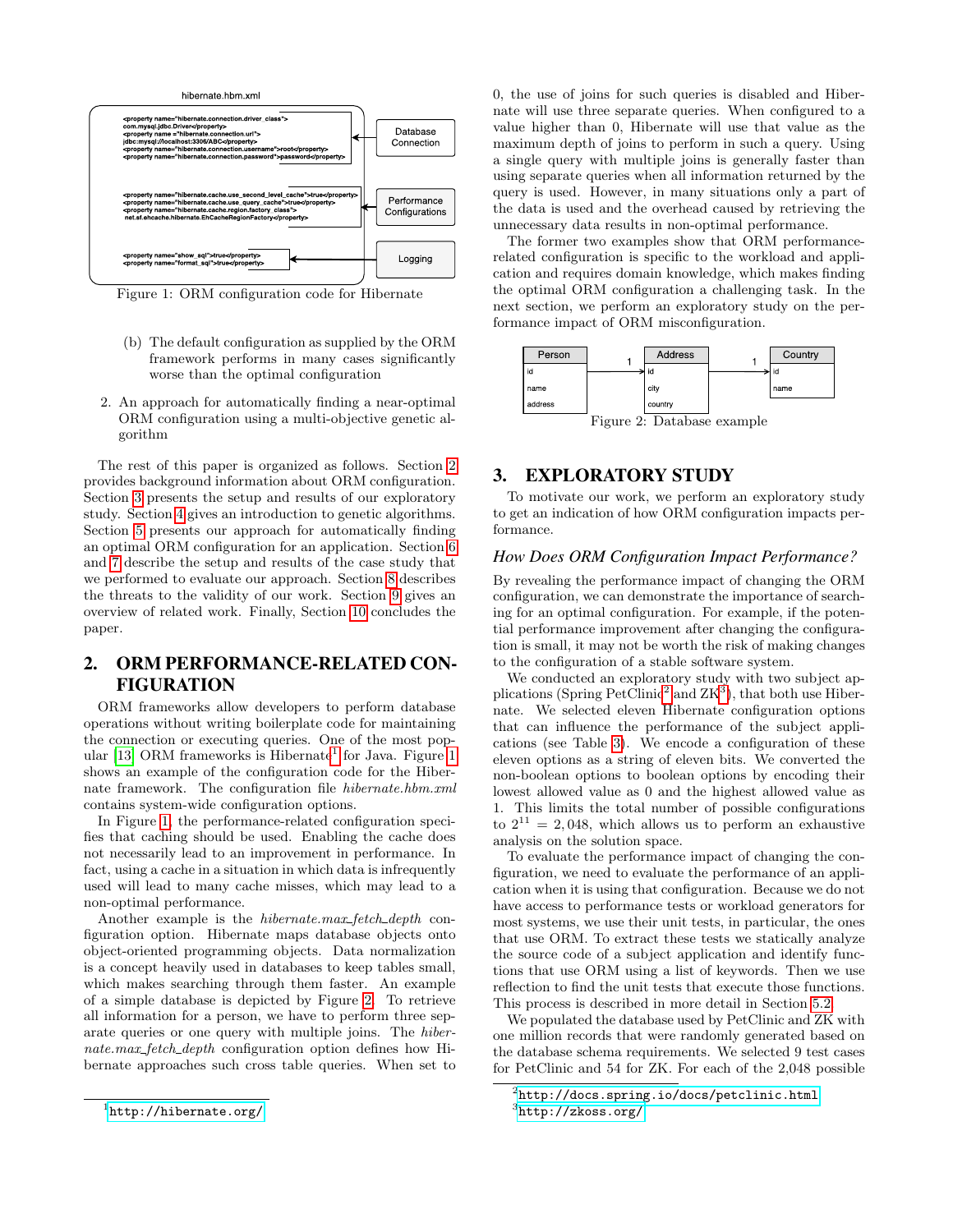Figure 1: ORM configuration code for Hibernate

(b) The default configuration as supplied by the ORM framework performs in many cases significantly worse than the optimal configuration

2. An approach for automatically finding a near-optimal ORM configuration using a multi-objective genetic algorithm

The rest of this paper is organized as follows. Section 2 provides background information about ORM configuration. Section 3 presents the setup and results of our exploratory study. Section 4 gives an introduction to genetic algorithms. Section 5 presents our approach for automatically finding an optimal ORM configuration for an application. Section 6 and 7 describe the setup and results of the case study that we performed to evaluate our approach. Section 8 describes the threats to the validity of our work. Section 9 gives an overview of related work. Finally, Section 10 concludes the paper.

## 2. ORM PERFORMANCE-RELATED CONFIGURATION

ORM frameworks allow developers to perform database operations without writing boilerplate code for maintaining the connection or executing queries. One of the most popular [13] ORM frameworks is Hibernate[1] for Java. Figure 1 shows an example of the configuration code for the Hibernate framework. The configuration file *hibernate.hbm.xml* contains system-wide configuration options.

In Figure 1, the performance-related configuration specifies that caching should be used. Enabling the cache does not necessarily lead to an improvement in performance. In fact, using a cache in a situation in which data is infrequently used will lead to many cache misses, which may lead to a non-optimal performance.

Another example is the *hibernate.max_fetch_depth* configuration option. Hibernate maps database objects onto object-oriented programming objects. Data normalization is a concept heavily used in databases to keep tables small, which makes searching through them faster. An example of a simple database is depicted by Figure 2. To retrieve all information for a person, we have to perform three separate queries or one query with multiple joins. The *hibernate.max_fetch_depth* configuration option defines how Hibernate approaches such cross table queries. When set to 0, the use of joins for such queries is disabled and Hibernate will use three separate queries. When configured to a value higher than 0, Hibernate will use that value as the maximum depth of joins to perform in such a query. Using a single query with multiple joins is generally faster than using separate queries when all information returned by the query is used. However, in many situations only a part of the data is used and the overhead caused by retrieving the unnecessary data results in non-optimal performance.

The former two examples show that ORM performance-related configuration is specific to the workload and application and requires domain knowledge, which makes finding the optimal ORM configuration a challenging task. In the next section, we perform an exploratory study on the performance impact of ORM misconfiguration.

Figure 2: Database example

## 3. EXPLORATORY STUDY

To motivate our work, we perform an exploratory study to get an indication of how ORM configuration impacts performance.

### *How Does ORM Configuration Impact Performance?*

By revealing the performance impact of changing the ORM configuration, we can demonstrate the importance of searching for an optimal configuration. For example, if the potential performance improvement after changing the configuration is small, it may not be worth the risk of making changes to the configuration of a stable software system.

We conducted an exploratory study with two subject applications (Spring PetClinic[2] and ZK[3]), that both use Hibernate. We selected eleven Hibernate configuration options that can influence the performance of the subject applications (see Table 3). We encode a configuration of these eleven options as a string of eleven bits. We converted the non-boolean options to boolean options by encoding their lowest allowed value as 0 and the highest allowed value as 1. This limits the total number of possible configurations to $2^{11} = 2,048$, which allows us to perform an exhaustive analysis on the solution space.

To evaluate the performance impact of changing the configuration, we need to evaluate the performance of an application when it is using that configuration. Because we do not have access to performance tests or workload generators for most systems, we use their unit tests, in particular, the ones that use ORM. To extract these tests we statically analyze the source code of a subject application and identify functions that use ORM using a list of keywords. Then we use reflection to find the unit tests that execute those functions. This process is described in more detail in Section 5.2.

We populated the database used by PetClinic and ZK with one million records that were randomly generated based on the database schema requirements. We selected 9 test cases for PetClinic and 54 for ZK. For each of the 2,048 possible

[1] http://hibernate.org/

[2] http://docs.spring.io/docs/petclinic.html

[3] http://zkoss.org/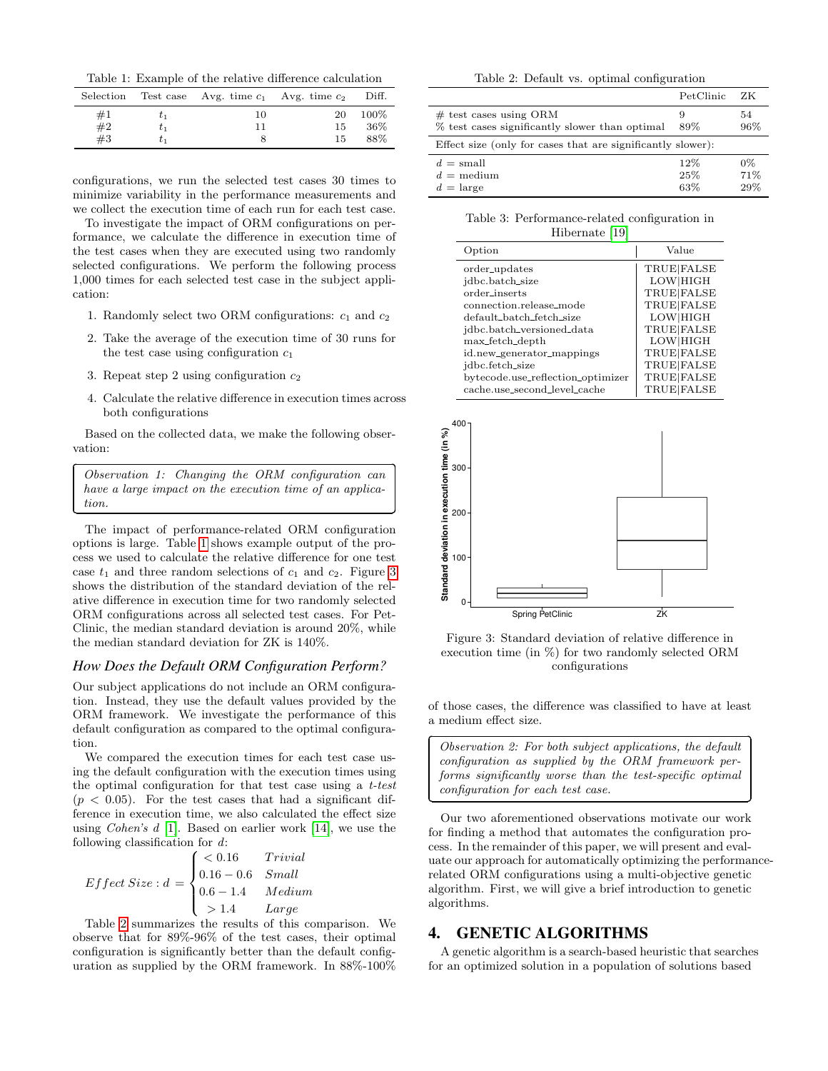Table 1: Example of the relative difference calculation

| Selection | Test case | Avg. time $c_1$ | Avg. time $c_2$ | Diff. |
|---|---|---|---|---|
| #1 | $t_1$ | 10 | 20 | 100% |
| #2 | $t_1$ | 11 | 15 | 36% |
| #3 | $t_1$ | 8 | 15 | 88% |

configurations, we run the selected test cases 30 times to minimize variability in the performance measurements and we collect the execution time of each run for each test case.

To investigate the impact of ORM configurations on performance, we calculate the difference in execution time of the test cases when they are executed using two randomly selected configurations. We perform the following process 1,000 times for each selected test case in the subject application:

1. Randomly select two ORM configurations: $c_1$ and $c_2$
2. Take the average of the execution time of 30 runs for the test case using configuration $c_1$
3. Repeat step 2 using configuration $c_2$
4. Calculate the relative difference in execution times across both configurations

Based on the collected data, we make the following observation:

> *Observation 1: Changing the ORM configuration can have a large impact on the execution time of an application.*

The impact of performance-related ORM configuration options is large. Table 1 shows example output of the process we used to calculate the relative difference for one test case $t_1$ and three random selections of $c_1$ and $c_2$. Figure 3 shows the distribution of the standard deviation of the relative difference in execution time for two randomly selected ORM configurations across all selected test cases. For PetClinic, the median standard deviation is around 20%, while the median standard deviation for ZK is 140%.

### *How Does the Default ORM Configuration Perform?*

Our subject applications do not include an ORM configuration. Instead, they use the default values provided by the ORM framework. We investigate the performance of this default configuration as compared to the optimal configuration.

We compared the execution times for each test case using the default configuration with the execution times using the optimal configuration for that test case using a *t-test* ($p < 0.05$). For the test cases that had a significant difference in execution time, we also calculated the effect size using *Cohen's d* [1]. Based on earlier work [14], we use the following classification for $d$:

$$Effect\,Size: d = \begin{cases} < 0.16 & Trivial \\ 0.16 - 0.6 & Small \\ 0.6 - 1.4 & Medium \\ > 1.4 & Large \end{cases}$$

Table 2 summarizes the results of this comparison. We observe that for 89%-96% of the test cases, their optimal configuration is significantly better than the default configuration as supplied by the ORM framework. In 88%-100% of those cases, the difference was classified to have at least a medium effect size.

Table 2: Default vs. optimal configuration

| | PetClinic | ZK |
|---|---|---|
| # test cases using ORM | 9 | 54 |
| % test cases significantly slower than optimal | 89% | 96% |
| *Effect size (only for cases that are significantly slower):* | | |
| $d$ = small | 12% | 0% |
| $d$ = medium | 25% | 71% |
| $d$ = large | 63% | 29% |

Table 3: Performance-related configuration in Hibernate [19]

| Option | Value |
|---|---|
| order_updates | TRUE\|FALSE |
| jdbc.batch_size | LOW\|HIGH |
| order_inserts | TRUE\|FALSE |
| connection.release_mode | TRUE\|FALSE |
| default_batch_fetch_size | LOW\|HIGH |
| jdbc.batch_versioned_data | TRUE\|FALSE |
| max_fetch_depth | LOW\|HIGH |
| id.new_generator_mappings | TRUE\|FALSE |
| jdbc.fetch_size | TRUE\|FALSE |
| bytecode.use_reflection_optimizer | TRUE\|FALSE |
| cache.use_second_level_cache | TRUE\|FALSE |

Figure 3: Standard deviation of relative difference in execution time (in %) for two randomly selected ORM configurations

> *Observation 2: For both subject applications, the default configuration as supplied by the ORM framework performs significantly worse than the test-specific optimal configuration for each test case.*

Our two aforementioned observations motivate our work for finding a method that automates the configuration process. In the remainder of this paper, we will present and evaluate our approach for automatically optimizing the performance-related ORM configurations using a multi-objective genetic algorithm. First, we will give a brief introduction to genetic algorithms.

## 4. GENETIC ALGORITHMS

A genetic algorithm is a search-based heuristic that searches for an optimized solution in a population of solutions based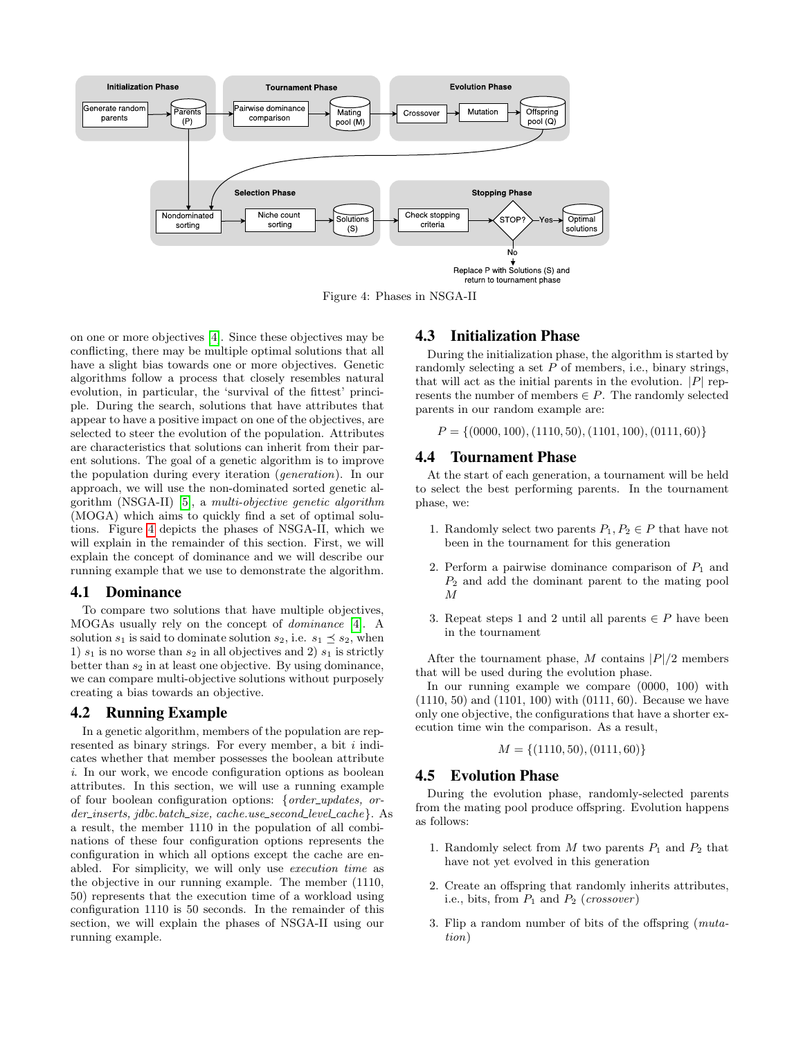Figure 4: Phases in NSGA-II

on one or more objectives [4]. Since these objectives may be conflicting, there may be multiple optimal solutions that all have a slight bias towards one or more objectives. Genetic algorithms follow a process that closely resembles natural evolution, in particular, the 'survival of the fittest' principle. During the search, solutions that have attributes that appear to have a positive impact on one of the objectives, are selected to steer the evolution of the population. Attributes are characteristics that solutions can inherit from their parent solutions. The goal of a genetic algorithm is to improve the population during every iteration (*generation*). In our approach, we will use the non-dominated sorted genetic algorithm (NSGA-II) [5], a *multi-objective genetic algorithm* (MOGA) which aims to quickly find a set of optimal solutions. Figure 4 depicts the phases of NSGA-II, which we will explain in the remainder of this section. First, we will explain the concept of dominance and we will describe our running example that we use to demonstrate the algorithm.

## 4.1 Dominance

To compare two solutions that have multiple objectives, MOGAs usually rely on the concept of *dominance* [4]. A solution $s_1$ is said to dominate solution $s_2$, i.e. $s_1 \preceq s_2$, when 1) $s_1$ is no worse than $s_2$ in all objectives and 2) $s_1$ is strictly better than $s_2$ in at least one objective. By using dominance, we can compare multi-objective solutions without purposely creating a bias towards an objective.

## 4.2 Running Example

In a genetic algorithm, members of the population are represented as binary strings. For every member, a bit $i$ indicates whether that member possesses the boolean attribute $i$. In our work, we encode configuration options as boolean attributes. In this section, we will use a running example of four boolean configuration options: $\{$*order_updates, order_inserts, jdbc.batch_size, cache.use_second_level_cache*$\}$. As a result, the member 1110 in the population of all combinations of these four configuration options represents the configuration in which all options except the cache are enabled. For simplicity, we will only use *execution time* as the objective in our running example. The member (1110, 50) represents that the execution time of a workload using configuration 1110 is 50 seconds. In the remainder of this section, we will explain the phases of NSGA-II using our running example.

## 4.3 Initialization Phase

During the initialization phase, the algorithm is started by randomly selecting a set $P$ of members, i.e., binary strings, that will act as the initial parents in the evolution. $|P|$ represents the number of members $\in P$. The randomly selected parents in our random example are:

$$P = \{(0000, 100), (1110, 50), (1101, 100), (0111, 60)\}$$

## 4.4 Tournament Phase

At the start of each generation, a tournament will be held to select the best performing parents. In the tournament phase, we:

1. Randomly select two parents $P_1, P_2 \in P$ that have not been in the tournament for this generation
2. Perform a pairwise dominance comparison of $P_1$ and $P_2$ and add the dominant parent to the mating pool $M$
3. Repeat steps 1 and 2 until all parents $\in P$ have been in the tournament

After the tournament phase, $M$ contains $|P|/2$ members that will be used during the evolution phase.

In our running example we compare (0000, 100) with (1110, 50) and (1101, 100) with (0111, 60). Because we have only one objective, the configurations that have a shorter execution time win the comparison. As a result,

$$M = \{(1110, 50), (0111, 60)\}$$

## 4.5 Evolution Phase

During the evolution phase, randomly-selected parents from the mating pool produce offspring. Evolution happens as follows:

1. Randomly select from $M$ two parents $P_1$ and $P_2$ that have not yet evolved in this generation
2. Create an offspring that randomly inherits attributes, i.e., bits, from $P_1$ and $P_2$ (*crossover*)
3. Flip a random number of bits of the offspring (*mutation*)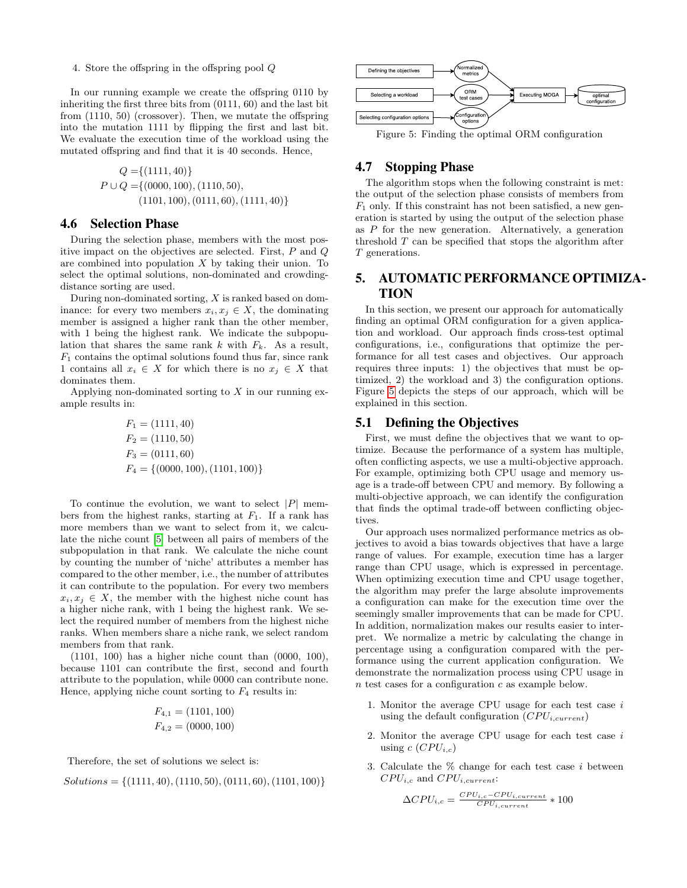4. Store the offspring in the offspring pool $Q$

In our running example we create the offspring 0110 by inheriting the first three bits from (0111, 60) and the last bit from (1110, 50) (crossover). Then, we mutate the offspring into the mutation 1111 by flipping the first and last bit. We evaluate the execution time of the workload using the mutated offspring and find that it is 40 seconds. Hence,

$$
\begin{aligned}
Q =& \{(1111, 40)\} \\
P \cup Q =& \{(0000, 100), (1110, 50), \\
& (1101, 100), (0111, 60), (1111, 40)\}
\end{aligned}
$$

## 4.6 Selection Phase

During the selection phase, members with the most positive impact on the objectives are selected. First, $P$ and $Q$ are combined into population $X$ by taking their union. To select the optimal solutions, non-dominated and crowding-distance sorting are used.

During non-dominated sorting, $X$ is ranked based on dominance: for every two members $x_i, x_j \in X$, the dominating member is assigned a higher rank than the other member, with 1 being the highest rank. We indicate the subpopulation that shares the same rank $k$ with $F_k$. As a result, $F_1$ contains the optimal solutions found thus far, since rank 1 contains all $x_i \in X$ for which there is no $x_j \in X$ that dominates them.

Applying non-dominated sorting to $X$ in our running example results in:

$$
\begin{aligned}
F_1 &= (1111, 40) \\
F_2 &= (1110, 50) \\
F_3 &= (0111, 60) \\
F_4 &= \{(0000, 100), (1101, 100)\}
\end{aligned}
$$

To continue the evolution, we want to select $|P|$ members from the highest ranks, starting at $F_1$. If a rank has more members than we want to select from it, we calculate the niche count [5] between all pairs of members of the subpopulation in that rank. We calculate the niche count by counting the number of 'niche' attributes a member has compared to the other member, i.e., the number of attributes it can contribute to the population. For every two members $x_i, x_j \in X$, the member with the highest niche count has a higher niche rank, with 1 being the highest rank. We select the required number of members from the highest niche ranks. When members share a niche rank, we select random members from that rank.

(1101, 100) has a higher niche count than (0000, 100), because 1101 can contribute the first, second and fourth attribute to the population, while 0000 can contribute none. Hence, applying niche count sorting to $F_4$ results in:

$$
\begin{aligned}
F_{4,1} &= (1101, 100) \\
F_{4,2} &= (0000, 100)
\end{aligned}
$$

Therefore, the set of solutions we select is:

$$
Solutions = \{(1111, 40), (1110, 50), (0111, 60), (1101, 100)\}
$$

Figure 5: Finding the optimal ORM configuration

## 4.7 Stopping Phase

The algorithm stops when the following constraint is met: the output of the selection phase consists of members from $F_1$ only. If this constraint has not been satisfied, a new generation is started by using the output of the selection phase as $P$ for the new generation. Alternatively, a generation threshold $T$ can be specified that stops the algorithm after $T$ generations.

# 5. AUTOMATIC PERFORMANCE OPTIMIZATION

In this section, we present our approach for automatically finding an optimal ORM configuration for a given application and workload. Our approach finds cross-test optimal configurations, i.e., configurations that optimize the performance for all test cases and objectives. Our approach requires three inputs: 1) the objectives that must be optimized, 2) the workload and 3) the configuration options. Figure 5 depicts the steps of our approach, which will be explained in this section.

## 5.1 Defining the Objectives

First, we must define the objectives that we want to optimize. Because the performance of a system has multiple, often conflicting aspects, we use a multi-objective approach. For example, optimizing both CPU usage and memory usage is a trade-off between CPU and memory. By following a multi-objective approach, we can identify the configuration that finds the optimal trade-off between conflicting objectives.

Our approach uses normalized performance metrics as objectives to avoid a bias towards objectives that have a large range of values. For example, execution time has a larger range than CPU usage, which is expressed in percentage. When optimizing execution time and CPU usage together, the algorithm may prefer the large absolute improvements a configuration can make for the execution time over the seemingly smaller improvements that can be made for CPU. In addition, normalization makes our results easier to interpret. We normalize a metric by calculating the change in percentage using a configuration compared with the performance using the current application configuration. We demonstrate the normalization process using CPU usage in $n$ test cases for a configuration $c$ as example below.

1. Monitor the average CPU usage for each test case $i$ using the default configuration ($CPU_{i,current}$)
2. Monitor the average CPU usage for each test case $i$ using $c$ ($CPU_{i,c}$)
3. Calculate the % change for each test case $i$ between $CPU_{i,c}$ and $CPU_{i,current}$:

$$
\Delta CPU_{i,c} = \frac{CPU_{i,c} - CPU_{i,current}}{CPU_{i,current}} * 100
$$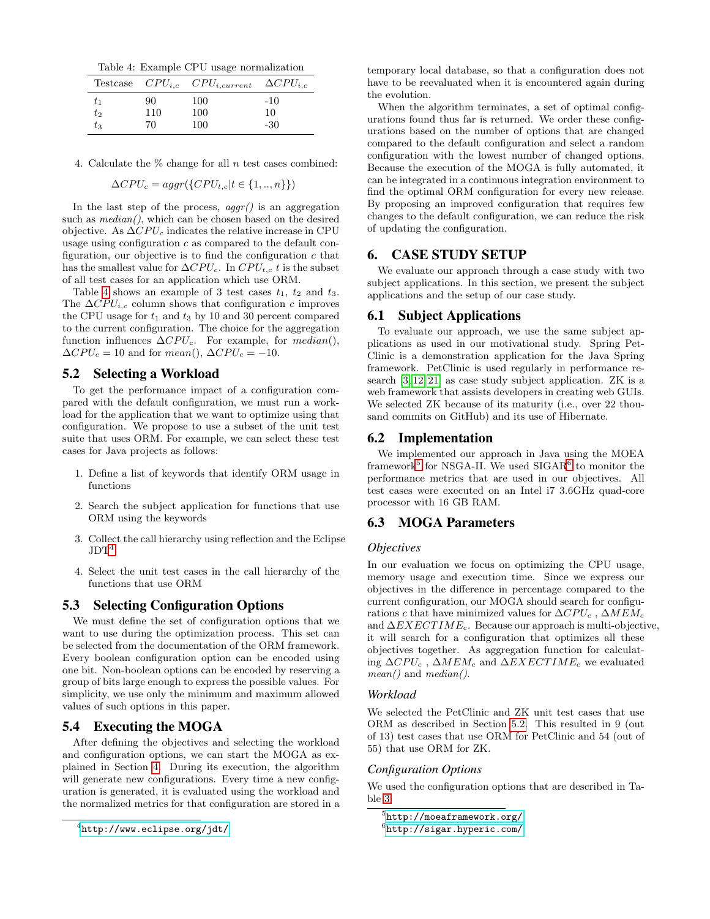Table 4: Example CPU usage normalization

| Testcase | $CPU_{i,c}$ | $CPU_{i,current}$ | $\Delta CPU_{i,c}$ |
|---|---|---|---|
| $t_1$ | 90 | 100 | -10 |
| $t_2$ | 110 | 100 | 10 |
| $t_3$ | 70 | 100 | -30 |

4. Calculate the % change for all $n$ test cases combined:

$$\Delta CPU_c = aggr(\{CPU_{t,c} | t \in \{1, .., n\}\})$$

In the last step of the process, *aggr()* is an aggregation such as *median()*, which can be chosen based on the desired objective. As $\Delta CPU_c$ indicates the relative increase in CPU usage using configuration $c$ as compared to the default configuration, our objective is to find the configuration $c$ that has the smallest value for $\Delta CPU_c$. In $CPU_{t,c}$ $t$ is the subset of all test cases for an application which use ORM.

Table 4 shows an example of 3 test cases $t_1$, $t_2$ and $t_3$. The $\Delta CPU_{i,c}$ column shows that configuration $c$ improves the CPU usage for $t_1$ and $t_3$ by 10 and 30 percent compared to the current configuration. The choice for the aggregation function influences $\Delta CPU_c$. For example, for *median()*, $\Delta CPU_c = 10$ and for *mean()*, $\Delta CPU_c = -10$.

## 5.2 Selecting a Workload

To get the performance impact of a configuration compared with the default configuration, we must run a workload for the application that we want to optimize using that configuration. We propose to use a subset of the unit test suite that uses ORM. For example, we can select these test cases for Java projects as follows:

1. Define a list of keywords that identify ORM usage in functions
2. Search the subject application for functions that use ORM using the keywords
3. Collect the call hierarchy using reflection and the Eclipse JDT[4]
4. Select the unit test cases in the call hierarchy of the functions that use ORM

## 5.3 Selecting Configuration Options

We must define the set of configuration options that we want to use during the optimization process. This set can be selected from the documentation of the ORM framework. Every boolean configuration option can be encoded using one bit. Non-boolean options can be encoded by reserving a group of bits large enough to express the possible values. For simplicity, we use only the minimum and maximum allowed values of such options in this paper.

## 5.4 Executing the MOGA

After defining the objectives and selecting the workload and configuration options, we can start the MOGA as explained in Section 4. During its execution, the algorithm will generate new configurations. Every time a new configuration is generated, it is evaluated using the workload and the normalized metrics for that configuration are stored in a temporary local database, so that a configuration does not have to be reevaluated when it is encountered again during the evolution.

When the algorithm terminates, a set of optimal configurations found thus far is returned. We order these configurations based on the number of options that are changed compared to the default configuration and select a random configuration with the lowest number of changed options. Because the execution of the MOGA is fully automated, it can be integrated in a continuous integration environment to find the optimal ORM configuration for every new release. By proposing an improved configuration that requires few changes to the default configuration, we can reduce the risk of updating the configuration.

# 6. CASE STUDY SETUP

We evaluate our approach through a case study with two subject applications. In this section, we present the subject applications and the setup of our case study.

## 6.1 Subject Applications

To evaluate our approach, we use the same subject applications as used in our motivational study. Spring PetClinic is a demonstration application for the Java Spring framework. PetClinic is used regularly in performance research [3, 12, 21] as case study subject application. ZK is a web framework that assists developers in creating web GUIs. We selected ZK because of its maturity (i.e., over 22 thousand commits on GitHub) and its use of Hibernate.

## 6.2 Implementation

We implemented our approach in Java using the MOEA framework[5] for NSGA-II. We used SIGAR[6] to monitor the performance metrics that are used in our objectives. All test cases were executed on an Intel i7 3.6GHz quad-core processor with 16 GB RAM.

## 6.3 MOGA Parameters

### *Objectives*

In our evaluation we focus on optimizing the CPU usage, memory usage and execution time. Since we express our objectives in the difference in percentage compared to the current configuration, our MOGA should search for configurations $c$ that have minimized values for $\Delta CPU_c$, $\Delta MEM_c$ and $\Delta EXECTIME_c$. Because our approach is multi-objective, it will search for a configuration that optimizes all these objectives together. As aggregation function for calculating $\Delta CPU_c$, $\Delta MEM_c$ and $\Delta EXECTIME_c$ we evaluated *mean()* and *median()*.

### *Workload*

We selected the PetClinic and ZK unit test cases that use ORM as described in Section 5.2. This resulted in 9 (out of 13) test cases that use ORM for PetClinic and 54 (out of 55) that use ORM for ZK.

### *Configuration Options*

We used the configuration options that are described in Table 3.

[4] http://www.eclipse.org/jdt/

[5] http://moeaframework.org/

[6] http://sigar.hyperic.com/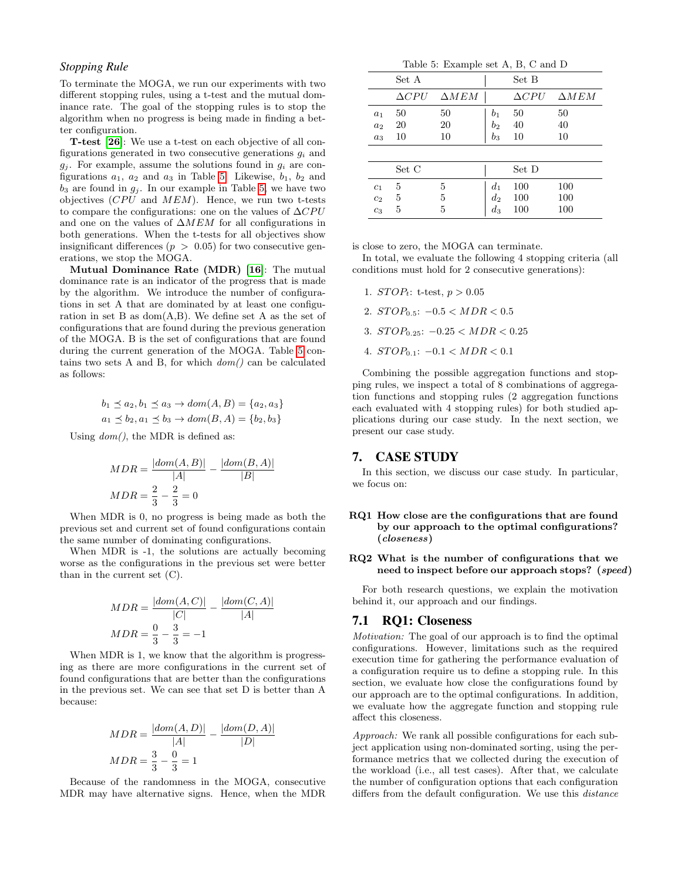### *Stopping Rule*

To terminate the MOGA, we run our experiments with two different stopping rules, using a t-test and the mutual dominance rate. The goal of the stopping rules is to stop the algorithm when no progress is being made in finding a better configuration.

**T-test** [26]: We use a t-test on each objective of all configurations generated in two consecutive generations $g_i$ and $g_j$. For example, assume the solutions found in $g_i$ are configurations $a_1$, $a_2$ and $a_3$ in Table 5. Likewise, $b_1$, $b_2$ and $b_3$ are found in $g_j$. In our example in Table 5, we have two objectives ($CPU$ and $MEM$). Hence, we run two t-tests to compare the configurations: one on the values of $\Delta CPU$ and one on the values of $\Delta MEM$ for all configurations in both generations. When the t-tests for all objectives show insignificant differences ($p > 0.05$) for two consecutive generations, we stop the MOGA.

**Mutual Dominance Rate (MDR)** [16]: The mutual dominance rate is an indicator of the progress that is made by the algorithm. We introduce the number of configurations in set A that are dominated by at least one configuration in set B as dom(A,B). We define set A as the set of configurations that are found during the previous generation of the MOGA. B is the set of configurations that are found during the current generation of the MOGA. Table 5 contains two sets A and B, for which *dom()* can be calculated as follows:

$$b_1 \preceq a_2, b_1 \preceq a_3 \rightarrow dom(A,B) = \{a_2, a_3\}$$
$$a_1 \preceq b_2, a_1 \preceq b_3 \rightarrow dom(B,A) = \{b_2, b_3\}$$

Using *dom()*, the MDR is defined as:

$$MDR = \frac{|dom(A,B)|}{|A|} - \frac{|dom(B,A)|}{|B|}$$
$$MDR = \frac{2}{3} - \frac{2}{3} = 0$$

When MDR is 0, no progress is being made as both the previous set and current set of found configurations contain the same number of dominating configurations.

When MDR is -1, the solutions are actually becoming worse as the configurations in the previous set were better than in the current set (C).

$$MDR = \frac{|dom(A,C)|}{|C|} - \frac{|dom(C,A)|}{|A|}$$
$$MDR = \frac{0}{3} - \frac{3}{3} = -1$$

When MDR is 1, we know that the algorithm is progressing as there are more configurations in the current set of found configurations that are better than the configurations in the previous set. We can see that set D is better than A because:

$$MDR = \frac{|dom(A,D)|}{|A|} - \frac{|dom(D,A)|}{|D|}$$
$$MDR = \frac{3}{3} - \frac{0}{3} = 1$$

Because of the randomness in the MOGA, consecutive MDR may have alternative signs. Hence, when the MDR is close to zero, the MOGA can terminate.

Table 5: Example set A, B, C and D

| | Set A | | | Set B | |
|---|---|---|---|---|---|
| | $\Delta CPU$ | $\Delta MEM$ | | $\Delta CPU$ | $\Delta MEM$ |
| $a_1$ | 50 | 50 | $b_1$ | 50 | 50 |
| $a_2$ | 20 | 20 | $b_2$ | 40 | 40 |
| $a_3$ | 10 | 10 | $b_3$ | 10 | 10 |

| | Set C | | | Set D | |
|---|---|---|---|---|---|
| $c_1$ | 5 | 5 | $d_1$ | 100 | 100 |
| $c_2$ | 5 | 5 | $d_2$ | 100 | 100 |
| $c_3$ | 5 | 5 | $d_3$ | 100 | 100 |

In total, we evaluate the following 4 stopping criteria (all conditions must hold for 2 consecutive generations):

1. $STOP_t$: t-test, $p > 0.05$
2. $STOP_{0.5}$: $-0.5 < MDR < 0.5$
3. $STOP_{0.25}$: $-0.25 < MDR < 0.25$
4. $STOP_{0.1}$: $-0.1 < MDR < 0.1$

Combining the possible aggregation functions and stopping rules, we inspect a total of 8 combinations of aggregation functions and stopping rules (2 aggregation functions each evaluated with 4 stopping rules) for both studied applications during our case study. In the next section, we present our case study.

## 7. CASE STUDY

In this section, we discuss our case study. In particular, we focus on:

**RQ1 How close are the configurations that are found by our approach to the optimal configurations? (*closeness*)**

**RQ2 What is the number of configurations that we need to inspect before our approach stops? (*speed*)**

For both research questions, we explain the motivation behind it, our approach and our findings.

### 7.1 RQ1: Closeness

*Motivation:* The goal of our approach is to find the optimal configurations. However, limitations such as the required execution time for gathering the performance evaluation of a configuration require us to define a stopping rule. In this section, we evaluate how close the configurations found by our approach are to the optimal configurations. In addition, we evaluate how the aggregate function and stopping rule affect this closeness.

*Approach:* We rank all possible configurations for each subject application using non-dominated sorting, using the performance metrics that we collected during the execution of the workload (i.e., all test cases). After that, we calculate the number of configuration options that each configuration differs from the default configuration. We use this *distance*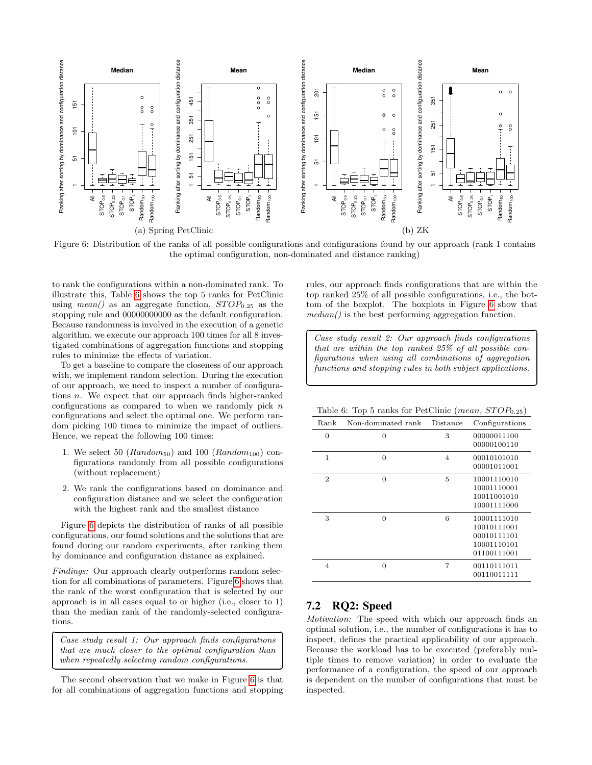Figure 6: Distribution of the ranks of all possible configurations and configurations found by our approach (rank 1 contains the optimal configuration, non-dominated and distance ranking)

to rank the configurations within a non-dominated rank. To illustrate this, Table 6 shows the top 5 ranks for PetClinic using *mean()* as an aggregate function, $STOP_{0.25}$ as the stopping rule and 00000000000 as the default configuration. Because randomness is involved in the execution of a genetic algorithm, we execute our approach 100 times for all 8 investigated combinations of aggregation functions and stopping rules to minimize the effects of variation.

To get a baseline to compare the closeness of our approach with, we implement random selection. During the execution of our approach, we need to inspect a number of configurations $n$. We expect that our approach finds higher-ranked configurations as compared to when we randomly pick $n$ configurations and select the optimal one. We perform random picking 100 times to minimize the impact of outliers. Hence, we repeat the following 100 times:

1. We select 50 ($Random_{50}$) and 100 ($Random_{100}$) configurations randomly from all possible configurations (without replacement)
2. We rank the configurations based on dominance and configuration distance and we select the configuration with the highest rank and the smallest distance

Figure 6 depicts the distribution of ranks of all possible configurations, our found solutions and the solutions that are found during our random experiments, after ranking them by dominance and configuration distance as explained.

*Findings:* Our approach clearly outperforms random selection for all combinations of parameters. Figure 6 shows that the rank of the worst configuration that is selected by our approach is in all cases equal to or higher (i.e., closer to 1) than the median rank of the randomly-selected configurations.

> *Case study result 1: Our approach finds configurations that are much closer to the optimal configuration than when repeatedly selecting random configurations.*

The second observation that we make in Figure 6 is that for all combinations of aggregation functions and stopping rules, our approach finds configurations that are within the top ranked 25% of all possible configurations, i.e., the bottom of the boxplot. The boxplots in Figure 6 show that *median()* is the best performing aggregation function.

> *Case study result 2: Our approach finds configurations that are within the top ranked 25% of all possible configurations when using all combinations of aggregation functions and stopping rules in both subject applications.*

Table 6: Top 5 ranks for PetClinic (*mean*, $STOP_{0.25}$)

| Rank | Non-dominated rank | Distance | Configurations |
|---|---|---|---|
| 0 | 0 | 3 | 00000011100<br>00000100110 |
| 1 | 0 | 4 | 00010101010<br>00001011001 |
| 2 | 0 | 5 | 10001110010<br>10001110001<br>10011001010<br>10001111000 |
| 3 | 0 | 6 | 10001111010<br>10010111001<br>00010111101<br>10001110101<br>01100111001 |
| 4 | 0 | 7 | 00110111011<br>00110011111 |

## 7.2 RQ2: Speed

*Motivation:* The speed with which our approach finds an optimal solution, i.e., the number of configurations it has to inspect, defines the practical applicability of our approach. Because the workload has to be executed (preferably multiple times to remove variation) in order to evaluate the performance of a configuration, the speed of our approach is dependent on the number of configurations that must be inspected.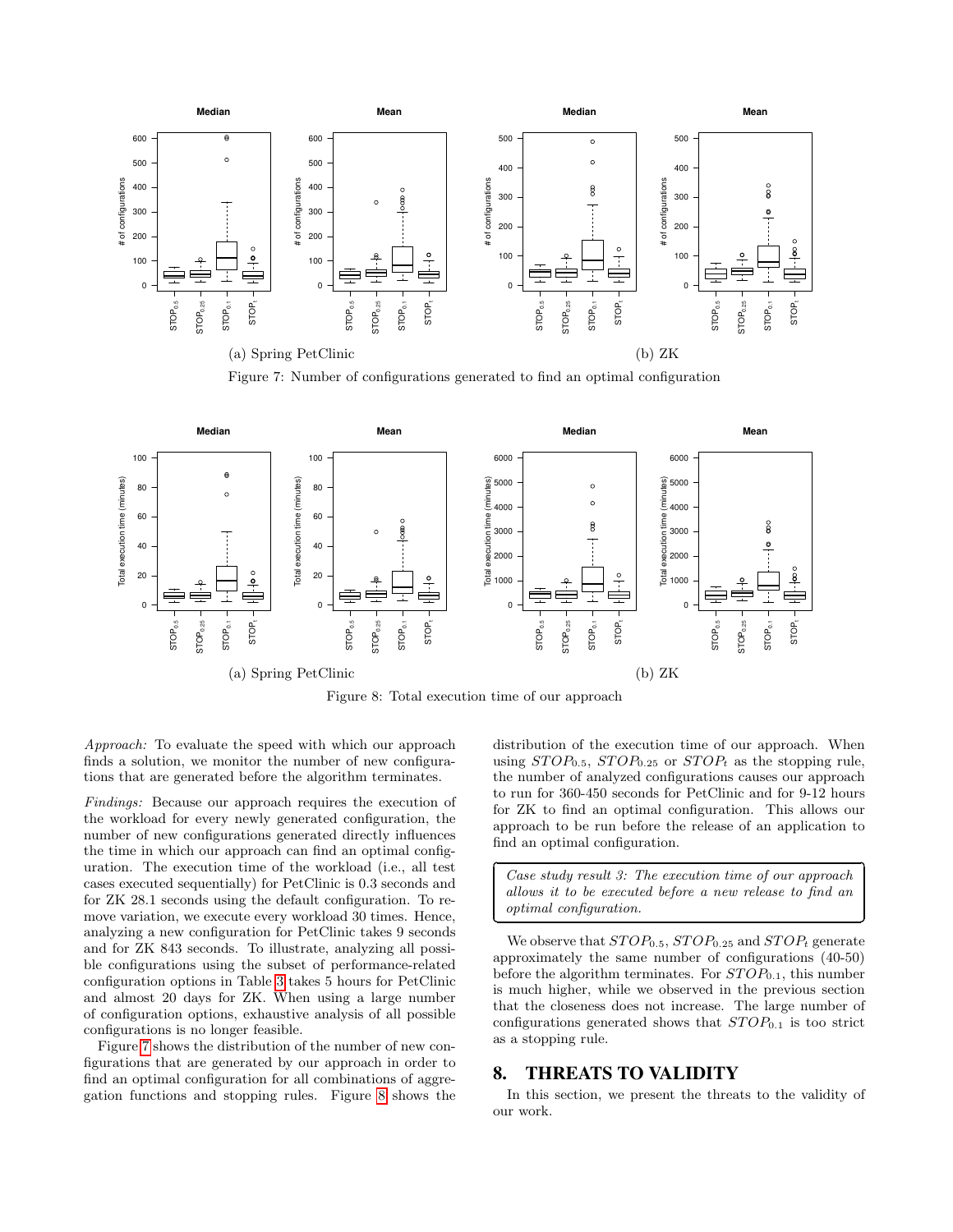(a) Spring PetClinic (b) ZK

Figure 7: Number of configurations generated to find an optimal configuration

(a) Spring PetClinic (b) ZK

Figure 8: Total execution time of our approach

*Approach:* To evaluate the speed with which our approach finds a solution, we monitor the number of new configurations that are generated before the algorithm terminates.

*Findings:* Because our approach requires the execution of the workload for every newly generated configuration, the number of new configurations generated directly influences the time in which our approach can find an optimal configuration. The execution time of the workload (i.e., all test cases executed sequentially) for PetClinic is 0.3 seconds and for ZK 28.1 seconds using the default configuration. To remove variation, we execute every workload 30 times. Hence, analyzing a new configuration for PetClinic takes 9 seconds and for ZK 843 seconds. To illustrate, analyzing all possible configurations using the subset of performance-related configuration options in Table 3 takes 5 hours for PetClinic and almost 20 days for ZK. When using a large number of configuration options, exhaustive analysis of all possible configurations is no longer feasible.

Figure 7 shows the distribution of the number of new configurations that are generated by our approach in order to find an optimal configuration for all combinations of aggregation functions and stopping rules. Figure 8 shows the distribution of the execution time of our approach. When using $STOP_{0.5}$, $STOP_{0.25}$ or $STOP_t$ as the stopping rule, the number of analyzed configurations causes our approach to run for 360-450 seconds for PetClinic and for 9-12 hours for ZK to find an optimal configuration. This allows our approach to be run before the release of an application to find an optimal configuration.

> *Case study result 3: The execution time of our approach allows it to be executed before a new release to find an optimal configuration.*

We observe that $STOP_{0.5}$, $STOP_{0.25}$ and $STOP_t$ generate approximately the same number of configurations (40-50) before the algorithm terminates. For $STOP_{0.1}$, this number is much higher, while we observed in the previous section that the closeness does not increase. The large number of configurations generated shows that $STOP_{0.1}$ is too strict as a stopping rule.

## 8. THREATS TO VALIDITY

In this section, we present the threats to the validity of our work.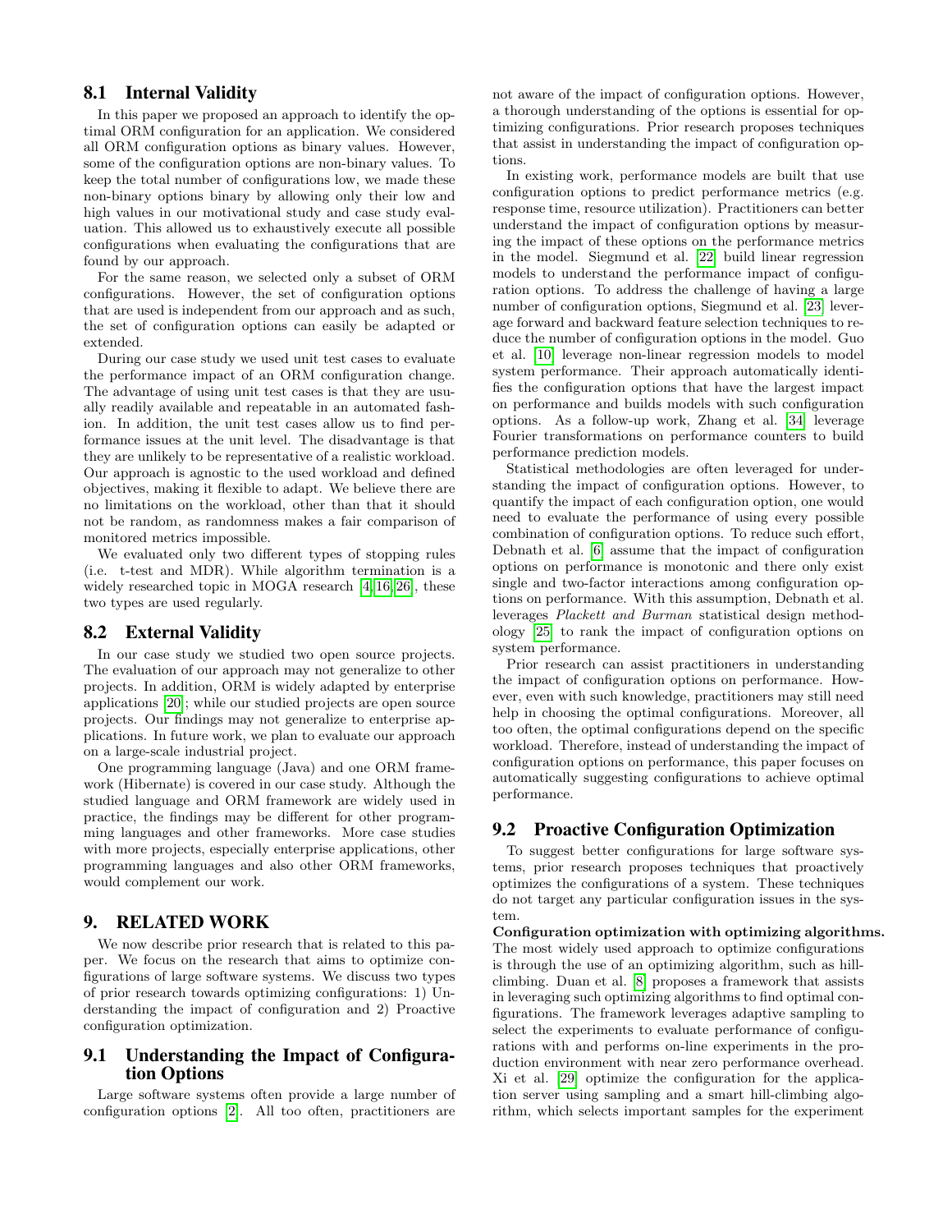## 8.1 Internal Validity

In this paper we proposed an approach to identify the optimal ORM configuration for an application. We considered all ORM configuration options as binary values. However, some of the configuration options are non-binary values. To keep the total number of configurations low, we made these non-binary options binary by allowing only their low and high values in our motivational study and case study evaluation. This allowed us to exhaustively execute all possible configurations when evaluating the configurations that are found by our approach.

For the same reason, we selected only a subset of ORM configurations. However, the set of configuration options that are used is independent from our approach and as such, the set of configuration options can easily be adapted or extended.

During our case study we used unit test cases to evaluate the performance impact of an ORM configuration change. The advantage of using unit test cases is that they are usually readily available and repeatable in an automated fashion. In addition, the unit test cases allow us to find performance issues at the unit level. The disadvantage is that they are unlikely to be representative of a realistic workload. Our approach is agnostic to the used workload and defined objectives, making it flexible to adapt. We believe there are no limitations on the workload, other than that it should not be random, as randomness makes a fair comparison of monitored metrics impossible.

We evaluated only two different types of stopping rules (i.e. t-test and MDR). While algorithm termination is a widely researched topic in MOGA research [4,16,26], these two types are used regularly.

## 8.2 External Validity

In our case study we studied two open source projects. The evaluation of our approach may not generalize to other projects. In addition, ORM is widely adapted by enterprise applications [20]; while our studied projects are open source projects. Our findings may not generalize to enterprise applications. In future work, we plan to evaluate our approach on a large-scale industrial project.

One programming language (Java) and one ORM framework (Hibernate) is covered in our case study. Although the studied language and ORM framework are widely used in practice, the findings may be different for other programming languages and other frameworks. More case studies with more projects, especially enterprise applications, other programming languages and also other ORM frameworks, would complement our work.

# 9. RELATED WORK

We now describe prior research that is related to this paper. We focus on the research that aims to optimize configurations of large software systems. We discuss two types of prior research towards optimizing configurations: 1) Understanding the impact of configuration and 2) Proactive configuration optimization.

## 9.1 Understanding the Impact of Configuration Options

Large software systems often provide a large number of configuration options [2]. All too often, practitioners are not aware of the impact of configuration options. However, a thorough understanding of the options is essential for optimizing configurations. Prior research proposes techniques that assist in understanding the impact of configuration options.

In existing work, performance models are built that use configuration options to predict performance metrics (e.g. response time, resource utilization). Practitioners can better understand the impact of configuration options by measuring the impact of these options on the performance metrics in the model. Siegmund et al. [22] build linear regression models to understand the performance impact of configuration options. To address the challenge of having a large number of configuration options, Siegmund et al. [23] leverage forward and backward feature selection techniques to reduce the number of configuration options in the model. Guo et al. [10] leverage non-linear regression models to model system performance. Their approach automatically identifies the configuration options that have the largest impact on performance and builds models with such configuration options. As a follow-up work, Zhang et al. [34] leverage Fourier transformations on performance counters to build performance prediction models.

Statistical methodologies are often leveraged for understanding the impact of configuration options. However, to quantify the impact of each configuration option, one would need to evaluate the performance of using every possible combination of configuration options. To reduce such effort, Debnath et al. [6] assume that the impact of configuration options on performance is monotonic and there only exist single and two-factor interactions among configuration options on performance. With this assumption, Debnath et al. leverages *Plackett and Burman* statistical design methodology [25] to rank the impact of configuration options on system performance.

Prior research can assist practitioners in understanding the impact of configuration options on performance. However, even with such knowledge, practitioners may still need help in choosing the optimal configurations. Moreover, all too often, the optimal configurations depend on the specific workload. Therefore, instead of understanding the impact of configuration options on performance, this paper focuses on automatically suggesting configurations to achieve optimal performance.

## 9.2 Proactive Configuration Optimization

To suggest better configurations for large software systems, prior research proposes techniques that proactively optimizes the configurations of a system. These techniques do not target any particular configuration issues in the system.

**Configuration optimization with optimizing algorithms.** The most widely used approach to optimize configurations is through the use of an optimizing algorithm, such as hill-climbing. Duan et al. [8] proposes a framework that assists in leveraging such optimizing algorithms to find optimal configurations. The framework leverages adaptive sampling to select the experiments to evaluate performance of configurations with and performs on-line experiments in the production environment with near zero performance overhead. Xi et al. [29] optimize the configuration for the application server using sampling and a smart hill-climbing algorithm, which selects important samples for the experiment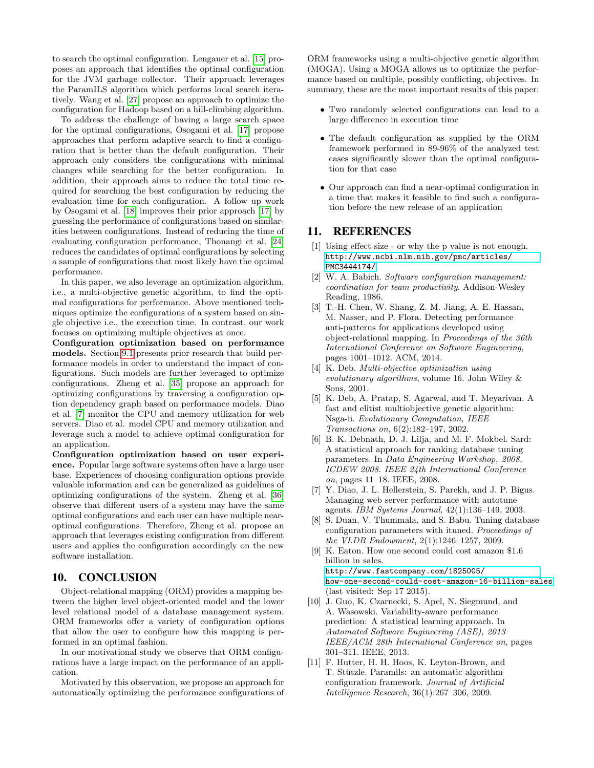to search the optimal configuration. Lengauer et al. [15] proposes an approach that identifies the optimal configuration for the JVM garbage collector. Their approach leverages the ParamILS algorithm which performs local search iteratively. Wang et al. [27] propose an approach to optimize the configuration for Hadoop based on a hill-climbing algorithm.

To address the challenge of having a large search space for the optimal configurations, Osogami et al. [17] propose approaches that perform adaptive search to find a configuration that is better than the default configuration. Their approach only considers the configurations with minimal changes while searching for the better configuration. In addition, their approach aims to reduce the total time required for searching the best configuration by reducing the evaluation time for each configuration. A follow up work by Osogami et al. [18] improves their prior approach [17] by guessing the performance of configurations based on similarities between configurations. Instead of reducing the time of evaluating configuration performance, Thonangi et al. [24] reduces the candidates of optimal configurations by selecting a sample of configurations that most likely have the optimal performance.

In this paper, we also leverage an optimization algorithm, i.e., a multi-objective genetic algorithm, to find the optimal configurations for performance. Above mentioned techniques optimize the configurations of a system based on single objective i.e., the execution time. In contrast, our work focuses on optimizing multiple objectives at once.

**Configuration optimization based on performance models.** Section 9.1 presents prior research that build performance models in order to understand the impact of configurations. Such models are further leveraged to optimize configurations. Zheng et al. [35] propose an approach for optimizing configurations by traversing a configuration option dependency graph based on performance models. Diao et al. [7] monitor the CPU and memory utilization for web servers. Diao et al. model CPU and memory utilization and leverage such a model to achieve optimal configuration for an application.

**Configuration optimization based on user experience.** Popular large software systems often have a large user base. Experiences of choosing configuration options provide valuable information and can be generalized as guidelines of optimizing configurations of the system. Zheng et al. [36] observe that different users of a system may have the same optimal configurations and each user can have multiple near-optimal configurations. Therefore, Zheng et al. propose an approach that leverages existing configuration from different users and applies the configuration accordingly on the new software installation.

## 10. CONCLUSION

Object-relational mapping (ORM) provides a mapping between the higher level object-oriented model and the lower level relational model of a database management system. ORM frameworks offer a variety of configuration options that allow the user to configure how this mapping is performed in an optimal fashion.

In our motivational study we observe that ORM configurations have a large impact on the performance of an application.

Motivated by this observation, we propose an approach for automatically optimizing the performance configurations of ORM frameworks using a multi-objective genetic algorithm (MOGA). Using a MOGA allows us to optimize the performance based on multiple, possibly conflicting, objectives. In summary, these are the most important results of this paper:

- Two randomly selected configurations can lead to a large difference in execution time
- The default configuration as supplied by the ORM framework performed in 89-96% of the analyzed test cases significantly slower than the optimal configuration for that case
- Our approach can find a near-optimal configuration in a time that makes it feasible to find such a configuration before the new release of an application

## 11. REFERENCES

[1] Using effect size - or why the p value is not enough. http://www.ncbi.nlm.nih.gov/pmc/articles/PMC3444174/.

[2] W. A. Babich. *Software configuration management: coordination for team productivity*. Addison-Wesley Reading, 1986.

[3] T.-H. Chen, W. Shang, Z. M. Jiang, A. E. Hassan, M. Nasser, and P. Flora. Detecting performance anti-patterns for applications developed using object-relational mapping. In *Proceedings of the 36th International Conference on Software Engineering*, pages 1001–1012. ACM, 2014.

[4] K. Deb. *Multi-objective optimization using evolutionary algorithms*, volume 16. John Wiley & Sons, 2001.

[5] K. Deb, A. Pratap, S. Agarwal, and T. Meyarivan. A fast and elitist multiobjective genetic algorithm: Nsga-ii. *Evolutionary Computation, IEEE Transactions on*, 6(2):182–197, 2002.

[6] B. K. Debnath, D. J. Lilja, and M. F. Mokbel. Sard: A statistical approach for ranking database tuning parameters. In *Data Engineering Workshop, 2008. ICDEW 2008. IEEE 24th International Conference on*, pages 11–18. IEEE, 2008.

[7] Y. Diao, J. L. Hellerstein, S. Parekh, and J. P. Bigus. Managing web server performance with autotune agents. *IBM Systems Journal*, 42(1):136–149, 2003.

[8] S. Duan, V. Thummala, and S. Babu. Tuning database configuration parameters with ituned. *Proceedings of the VLDB Endowment*, 2(1):1246–1257, 2009.

[9] K. Eaton. How one second could cost amazon $1.6 billion in sales. http://www.fastcompany.com/1825005/how-one-second-could-cost-amazon-16-billion-sales (last visited: Sep 17 2015).

[10] J. Guo, K. Czarnecki, S. Apel, N. Siegmund, and A. Wasowski. Variability-aware performance prediction: A statistical learning approach. In *Automated Software Engineering (ASE), 2013 IEEE/ACM 28th International Conference on*, pages 301–311. IEEE, 2013.

[11] F. Hutter, H. H. Hoos, K. Leyton-Brown, and T. Stützle. Paramils: an automatic algorithm configuration framework. *Journal of Artificial Intelligence Research*, 36(1):267–306, 2009.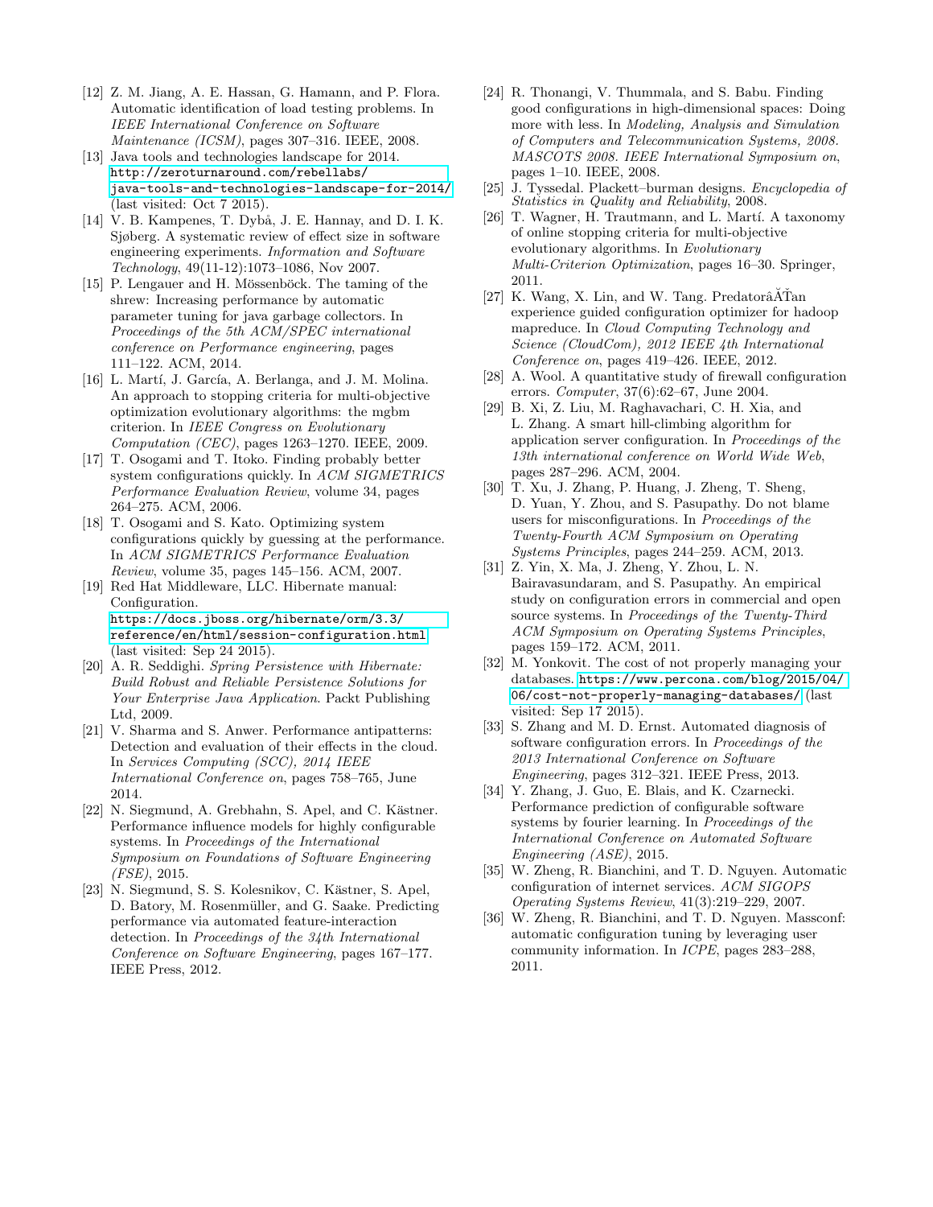- [12] Z. M. Jiang, A. E. Hassan, G. Hamann, and P. Flora. Automatic identification of load testing problems. In *IEEE International Conference on Software Maintenance (ICSM)*, pages 307–316. IEEE, 2008.
- [13] Java tools and technologies landscape for 2014. http://zeroturnaround.com/rebellabs/java-tools-and-technologies-landscape-for-2014/ (last visited: Oct 7 2015).
- [14] V. B. Kampenes, T. Dybå, J. E. Hannay, and D. I. K. Sjøberg. A systematic review of effect size in software engineering experiments. *Information and Software Technology*, 49(11-12):1073–1086, Nov 2007.
- [15] P. Lengauer and H. Mössenböck. The taming of the shrew: Increasing performance by automatic parameter tuning for java garbage collectors. In *Proceedings of the 5th ACM/SPEC international conference on Performance engineering*, pages 111–122. ACM, 2014.
- [16] L. Martí, J. García, A. Berlanga, and J. M. Molina. An approach to stopping criteria for multi-objective optimization evolutionary algorithms: the mgbm criterion. In *IEEE Congress on Evolutionary Computation (CEC)*, pages 1263–1270. IEEE, 2009.
- [17] T. Osogami and T. Itoko. Finding probably better system configurations quickly. In *ACM SIGMETRICS Performance Evaluation Review*, volume 34, pages 264–275. ACM, 2006.
- [18] T. Osogami and S. Kato. Optimizing system configurations quickly by guessing at the performance. In *ACM SIGMETRICS Performance Evaluation Review*, volume 35, pages 145–156. ACM, 2007.
- [19] Red Hat Middleware, LLC. Hibernate manual: Configuration. https://docs.jboss.org/hibernate/orm/3.3/reference/en/html/session-configuration.html (last visited: Sep 24 2015).
- [20] A. R. Seddighi. *Spring Persistence with Hibernate: Build Robust and Reliable Persistence Solutions for Your Enterprise Java Application*. Packt Publishing Ltd, 2009.
- [21] V. Sharma and S. Anwer. Performance antipatterns: Detection and evaluation of their effects in the cloud. In *Services Computing (SCC), 2014 IEEE International Conference on*, pages 758–765, June 2014.
- [22] N. Siegmund, A. Grebhahn, S. Apel, and C. Kästner. Performance influence models for highly configurable systems. In *Proceedings of the International Symposium on Foundations of Software Engineering (FSE)*, 2015.
- [23] N. Siegmund, S. S. Kolesnikov, C. Kästner, S. Apel, D. Batory, M. Rosenmüller, and G. Saake. Predicting performance via automated feature-interaction detection. In *Proceedings of the 34th International Conference on Software Engineering*, pages 167–177. IEEE Press, 2012.
- [24] R. Thonangi, V. Thummala, and S. Babu. Finding good configurations in high-dimensional spaces: Doing more with less. In *Modeling, Analysis and Simulation of Computers and Telecommunication Systems, 2008. MASCOTS 2008. IEEE International Symposium on*, pages 1–10. IEEE, 2008.
- [25] J. Tyssedal. Plackett–burman designs. *Encyclopedia of Statistics in Quality and Reliability*, 2008.
- [26] T. Wagner, H. Trautmann, and L. Martí. A taxonomy of online stopping criteria for multi-objective evolutionary algorithms. In *Evolutionary Multi-Criterion Optimization*, pages 16–30. Springer, 2011.
- [27] K. Wang, X. Lin, and W. Tang. PredatorâĂŤan experience guided configuration optimizer for hadoop mapreduce. In *Cloud Computing Technology and Science (CloudCom), 2012 IEEE 4th International Conference on*, pages 419–426. IEEE, 2012.
- [28] A. Wool. A quantitative study of firewall configuration errors. *Computer*, 37(6):62–67, June 2004.
- [29] B. Xi, Z. Liu, M. Raghavachari, C. H. Xia, and L. Zhang. A smart hill-climbing algorithm for application server configuration. In *Proceedings of the 13th international conference on World Wide Web*, pages 287–296. ACM, 2004.
- [30] T. Xu, J. Zhang, P. Huang, J. Zheng, T. Sheng, D. Yuan, Y. Zhou, and S. Pasupathy. Do not blame users for misconfigurations. In *Proceedings of the Twenty-Fourth ACM Symposium on Operating Systems Principles*, pages 244–259. ACM, 2013.
- [31] Z. Yin, X. Ma, J. Zheng, Y. Zhou, L. N. Bairavasundaram, and S. Pasupathy. An empirical study on configuration errors in commercial and open source systems. In *Proceedings of the Twenty-Third ACM Symposium on Operating Systems Principles*, pages 159–172. ACM, 2011.
- [32] M. Yonkovit. The cost of not properly managing your databases. https://www.percona.com/blog/2015/04/06/cost-not-properly-managing-databases/ (last visited: Sep 17 2015).
- [33] S. Zhang and M. D. Ernst. Automated diagnosis of software configuration errors. In *Proceedings of the 2013 International Conference on Software Engineering*, pages 312–321. IEEE Press, 2013.
- [34] Y. Zhang, J. Guo, E. Blais, and K. Czarnecki. Performance prediction of configurable software systems by fourier learning. In *Proceedings of the International Conference on Automated Software Engineering (ASE)*, 2015.
- [35] W. Zheng, R. Bianchini, and T. D. Nguyen. Automatic configuration of internet services. *ACM SIGOPS Operating Systems Review*, 41(3):219–229, 2007.
- [36] W. Zheng, R. Bianchini, and T. D. Nguyen. Massconf: automatic configuration tuning by leveraging user community information. In *ICPE*, pages 283–288, 2011.